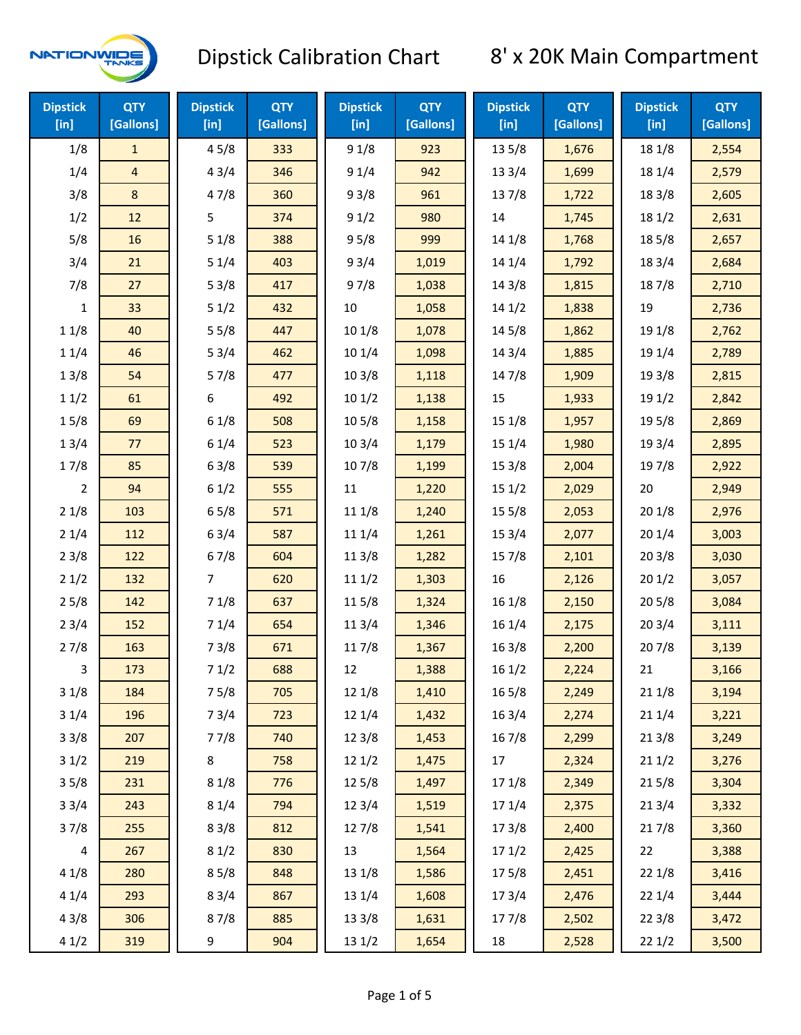# Dipstick Calibration Chart

## 8' x 20K Main Compartment

| Dipstick [in] | QTY [Gallons] | Dipstick [in] | QTY [Gallons] | Dipstick [in] | QTY [Gallons] | Dipstick [in] | QTY [Gallons] | Dipstick [in] | QTY [Gallons] |
|---|---|---|---|---|---|---|---|---|---|
| 1/8 | 1 | 4 5/8 | 333 | 9 1/8 | 923 | 13 5/8 | 1,676 | 18 1/8 | 2,554 |
| 1/4 | 4 | 4 3/4 | 346 | 9 1/4 | 942 | 13 3/4 | 1,699 | 18 1/4 | 2,579 |
| 3/8 | 8 | 4 7/8 | 360 | 9 3/8 | 961 | 13 7/8 | 1,722 | 18 3/8 | 2,605 |
| 1/2 | 12 | 5 | 374 | 9 1/2 | 980 | 14 | 1,745 | 18 1/2 | 2,631 |
| 5/8 | 16 | 5 1/8 | 388 | 9 5/8 | 999 | 14 1/8 | 1,768 | 18 5/8 | 2,657 |
| 3/4 | 21 | 5 1/4 | 403 | 9 3/4 | 1,019 | 14 1/4 | 1,792 | 18 3/4 | 2,684 |
| 7/8 | 27 | 5 3/8 | 417 | 9 7/8 | 1,038 | 14 3/8 | 1,815 | 18 7/8 | 2,710 |
| 1 | 33 | 5 1/2 | 432 | 10 | 1,058 | 14 1/2 | 1,838 | 19 | 2,736 |
| 1 1/8 | 40 | 5 5/8 | 447 | 10 1/8 | 1,078 | 14 5/8 | 1,862 | 19 1/8 | 2,762 |
| 1 1/4 | 46 | 5 3/4 | 462 | 10 1/4 | 1,098 | 14 3/4 | 1,885 | 19 1/4 | 2,789 |
| 1 3/8 | 54 | 5 7/8 | 477 | 10 3/8 | 1,118 | 14 7/8 | 1,909 | 19 3/8 | 2,815 |
| 1 1/2 | 61 | 6 | 492 | 10 1/2 | 1,138 | 15 | 1,933 | 19 1/2 | 2,842 |
| 1 5/8 | 69 | 6 1/8 | 508 | 10 5/8 | 1,158 | 15 1/8 | 1,957 | 19 5/8 | 2,869 |
| 1 3/4 | 77 | 6 1/4 | 523 | 10 3/4 | 1,179 | 15 1/4 | 1,980 | 19 3/4 | 2,895 |
| 1 7/8 | 85 | 6 3/8 | 539 | 10 7/8 | 1,199 | 15 3/8 | 2,004 | 19 7/8 | 2,922 |
| 2 | 94 | 6 1/2 | 555 | 11 | 1,220 | 15 1/2 | 2,029 | 20 | 2,949 |
| 2 1/8 | 103 | 6 5/8 | 571 | 11 1/8 | 1,240 | 15 5/8 | 2,053 | 20 1/8 | 2,976 |
| 2 1/4 | 112 | 6 3/4 | 587 | 11 1/4 | 1,261 | 15 3/4 | 2,077 | 20 1/4 | 3,003 |
| 2 3/8 | 122 | 6 7/8 | 604 | 11 3/8 | 1,282 | 15 7/8 | 2,101 | 20 3/8 | 3,030 |
| 2 1/2 | 132 | 7 | 620 | 11 1/2 | 1,303 | 16 | 2,126 | 20 1/2 | 3,057 |
| 2 5/8 | 142 | 7 1/8 | 637 | 11 5/8 | 1,324 | 16 1/8 | 2,150 | 20 5/8 | 3,084 |
| 2 3/4 | 152 | 7 1/4 | 654 | 11 3/4 | 1,346 | 16 1/4 | 2,175 | 20 3/4 | 3,111 |
| 2 7/8 | 163 | 7 3/8 | 671 | 11 7/8 | 1,367 | 16 3/8 | 2,200 | 20 7/8 | 3,139 |
| 3 | 173 | 7 1/2 | 688 | 12 | 1,388 | 16 1/2 | 2,224 | 21 | 3,166 |
| 3 1/8 | 184 | 7 5/8 | 705 | 12 1/8 | 1,410 | 16 5/8 | 2,249 | 21 1/8 | 3,194 |
| 3 1/4 | 196 | 7 3/4 | 723 | 12 1/4 | 1,432 | 16 3/4 | 2,274 | 21 1/4 | 3,221 |
| 3 3/8 | 207 | 7 7/8 | 740 | 12 3/8 | 1,453 | 16 7/8 | 2,299 | 21 3/8 | 3,249 |
| 3 1/2 | 219 | 8 | 758 | 12 1/2 | 1,475 | 17 | 2,324 | 21 1/2 | 3,276 |
| 3 5/8 | 231 | 8 1/8 | 776 | 12 5/8 | 1,497 | 17 1/8 | 2,349 | 21 5/8 | 3,304 |
| 3 3/4 | 243 | 8 1/4 | 794 | 12 3/4 | 1,519 | 17 1/4 | 2,375 | 21 3/4 | 3,332 |
| 3 7/8 | 255 | 8 3/8 | 812 | 12 7/8 | 1,541 | 17 3/8 | 2,400 | 21 7/8 | 3,360 |
| 4 | 267 | 8 1/2 | 830 | 13 | 1,564 | 17 1/2 | 2,425 | 22 | 3,388 |
| 4 1/8 | 280 | 8 5/8 | 848 | 13 1/8 | 1,586 | 17 5/8 | 2,451 | 22 1/8 | 3,416 |
| 4 1/4 | 293 | 8 3/4 | 867 | 13 1/4 | 1,608 | 17 3/4 | 2,476 | 22 1/4 | 3,444 |
| 4 3/8 | 306 | 8 7/8 | 885 | 13 3/8 | 1,631 | 17 7/8 | 2,502 | 22 3/8 | 3,472 |
| 4 1/2 | 319 | 9 | 904 | 13 1/2 | 1,654 | 18 | 2,528 | 22 1/2 | 3,500 |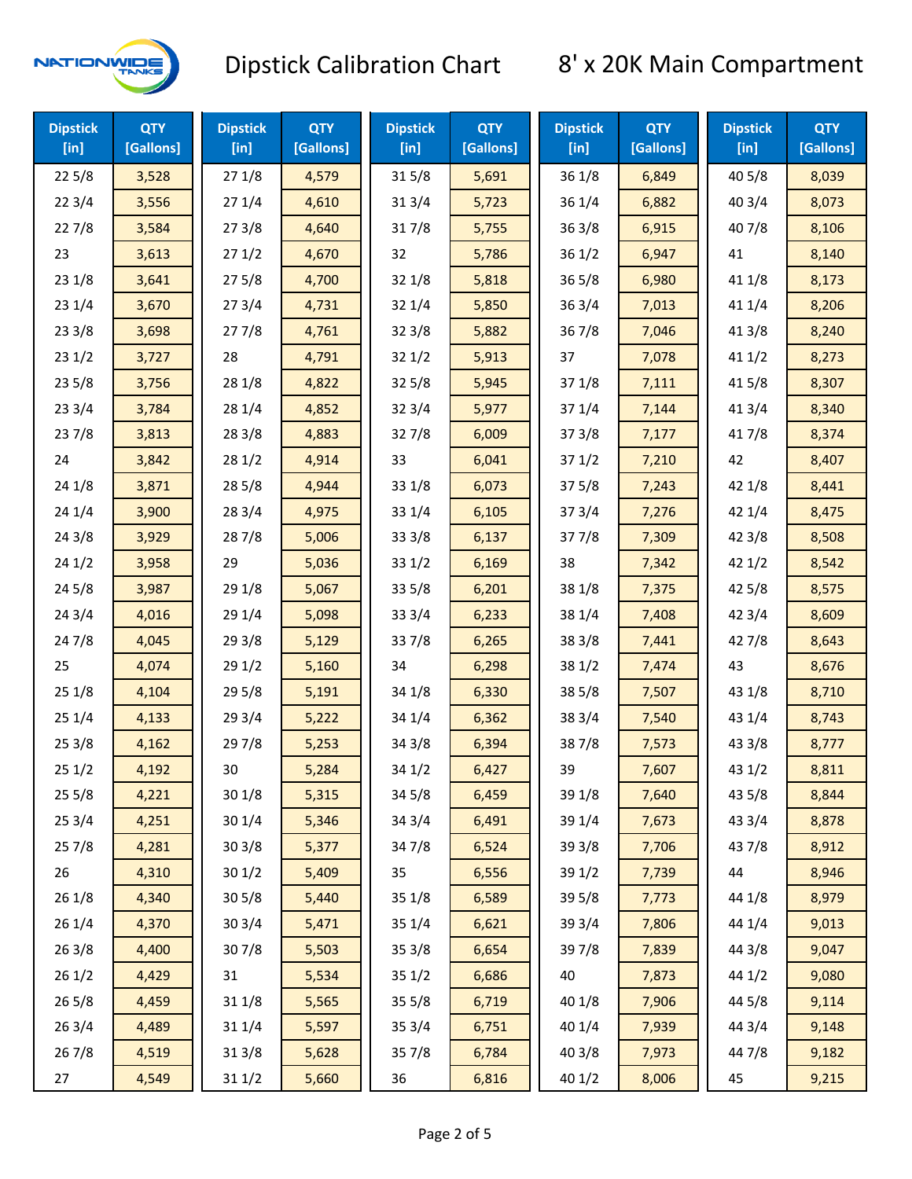# Dipstick Calibration Chart

## 8' x 20K Main Compartment

| Dipstick [in] | QTY [Gallons] | Dipstick [in] | QTY [Gallons] | Dipstick [in] | QTY [Gallons] | Dipstick [in] | QTY [Gallons] | Dipstick [in] | QTY [Gallons] |
|---|---|---|---|---|---|---|---|---|---|
| 22 5/8 | 3,528 | 27 1/8 | 4,579 | 31 5/8 | 5,691 | 36 1/8 | 6,849 | 40 5/8 | 8,039 |
| 22 3/4 | 3,556 | 27 1/4 | 4,610 | 31 3/4 | 5,723 | 36 1/4 | 6,882 | 40 3/4 | 8,073 |
| 22 7/8 | 3,584 | 27 3/8 | 4,640 | 31 7/8 | 5,755 | 36 3/8 | 6,915 | 40 7/8 | 8,106 |
| 23 | 3,613 | 27 1/2 | 4,670 | 32 | 5,786 | 36 1/2 | 6,947 | 41 | 8,140 |
| 23 1/8 | 3,641 | 27 5/8 | 4,700 | 32 1/8 | 5,818 | 36 5/8 | 6,980 | 41 1/8 | 8,173 |
| 23 1/4 | 3,670 | 27 3/4 | 4,731 | 32 1/4 | 5,850 | 36 3/4 | 7,013 | 41 1/4 | 8,206 |
| 23 3/8 | 3,698 | 27 7/8 | 4,761 | 32 3/8 | 5,882 | 36 7/8 | 7,046 | 41 3/8 | 8,240 |
| 23 1/2 | 3,727 | 28 | 4,791 | 32 1/2 | 5,913 | 37 | 7,078 | 41 1/2 | 8,273 |
| 23 5/8 | 3,756 | 28 1/8 | 4,822 | 32 5/8 | 5,945 | 37 1/8 | 7,111 | 41 5/8 | 8,307 |
| 23 3/4 | 3,784 | 28 1/4 | 4,852 | 32 3/4 | 5,977 | 37 1/4 | 7,144 | 41 3/4 | 8,340 |
| 23 7/8 | 3,813 | 28 3/8 | 4,883 | 32 7/8 | 6,009 | 37 3/8 | 7,177 | 41 7/8 | 8,374 |
| 24 | 3,842 | 28 1/2 | 4,914 | 33 | 6,041 | 37 1/2 | 7,210 | 42 | 8,407 |
| 24 1/8 | 3,871 | 28 5/8 | 4,944 | 33 1/8 | 6,073 | 37 5/8 | 7,243 | 42 1/8 | 8,441 |
| 24 1/4 | 3,900 | 28 3/4 | 4,975 | 33 1/4 | 6,105 | 37 3/4 | 7,276 | 42 1/4 | 8,475 |
| 24 3/8 | 3,929 | 28 7/8 | 5,006 | 33 3/8 | 6,137 | 37 7/8 | 7,309 | 42 3/8 | 8,508 |
| 24 1/2 | 3,958 | 29 | 5,036 | 33 1/2 | 6,169 | 38 | 7,342 | 42 1/2 | 8,542 |
| 24 5/8 | 3,987 | 29 1/8 | 5,067 | 33 5/8 | 6,201 | 38 1/8 | 7,375 | 42 5/8 | 8,575 |
| 24 3/4 | 4,016 | 29 1/4 | 5,098 | 33 3/4 | 6,233 | 38 1/4 | 7,408 | 42 3/4 | 8,609 |
| 24 7/8 | 4,045 | 29 3/8 | 5,129 | 33 7/8 | 6,265 | 38 3/8 | 7,441 | 42 7/8 | 8,643 |
| 25 | 4,074 | 29 1/2 | 5,160 | 34 | 6,298 | 38 1/2 | 7,474 | 43 | 8,676 |
| 25 1/8 | 4,104 | 29 5/8 | 5,191 | 34 1/8 | 6,330 | 38 5/8 | 7,507 | 43 1/8 | 8,710 |
| 25 1/4 | 4,133 | 29 3/4 | 5,222 | 34 1/4 | 6,362 | 38 3/4 | 7,540 | 43 1/4 | 8,743 |
| 25 3/8 | 4,162 | 29 7/8 | 5,253 | 34 3/8 | 6,394 | 38 7/8 | 7,573 | 43 3/8 | 8,777 |
| 25 1/2 | 4,192 | 30 | 5,284 | 34 1/2 | 6,427 | 39 | 7,607 | 43 1/2 | 8,811 |
| 25 5/8 | 4,221 | 30 1/8 | 5,315 | 34 5/8 | 6,459 | 39 1/8 | 7,640 | 43 5/8 | 8,844 |
| 25 3/4 | 4,251 | 30 1/4 | 5,346 | 34 3/4 | 6,491 | 39 1/4 | 7,673 | 43 3/4 | 8,878 |
| 25 7/8 | 4,281 | 30 3/8 | 5,377 | 34 7/8 | 6,524 | 39 3/8 | 7,706 | 43 7/8 | 8,912 |
| 26 | 4,310 | 30 1/2 | 5,409 | 35 | 6,556 | 39 1/2 | 7,739 | 44 | 8,946 |
| 26 1/8 | 4,340 | 30 5/8 | 5,440 | 35 1/8 | 6,589 | 39 5/8 | 7,773 | 44 1/8 | 8,979 |
| 26 1/4 | 4,370 | 30 3/4 | 5,471 | 35 1/4 | 6,621 | 39 3/4 | 7,806 | 44 1/4 | 9,013 |
| 26 3/8 | 4,400 | 30 7/8 | 5,503 | 35 3/8 | 6,654 | 39 7/8 | 7,839 | 44 3/8 | 9,047 |
| 26 1/2 | 4,429 | 31 | 5,534 | 35 1/2 | 6,686 | 40 | 7,873 | 44 1/2 | 9,080 |
| 26 5/8 | 4,459 | 31 1/8 | 5,565 | 35 5/8 | 6,719 | 40 1/8 | 7,906 | 44 5/8 | 9,114 |
| 26 3/4 | 4,489 | 31 1/4 | 5,597 | 35 3/4 | 6,751 | 40 1/4 | 7,939 | 44 3/4 | 9,148 |
| 26 7/8 | 4,519 | 31 3/8 | 5,628 | 35 7/8 | 6,784 | 40 3/8 | 7,973 | 44 7/8 | 9,182 |
| 27 | 4,549 | 31 1/2 | 5,660 | 36 | 6,816 | 40 1/2 | 8,006 | 45 | 9,215 |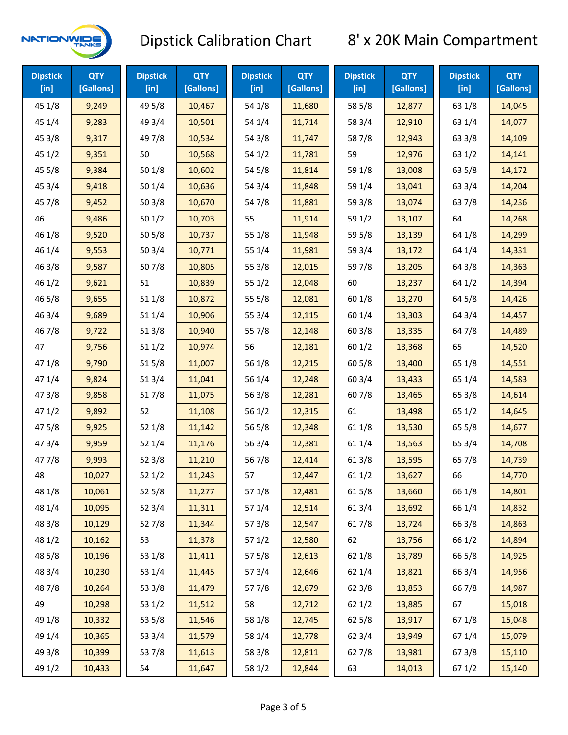# Dipstick Calibration Chart

## 8' x 20K Main Compartment

| Dipstick [in] | QTY [Gallons] | Dipstick [in] | QTY [Gallons] | Dipstick [in] | QTY [Gallons] | Dipstick [in] | QTY [Gallons] | Dipstick [in] | QTY [Gallons] |
|---|---|---|---|---|---|---|---|---|---|
| 45 1/8 | 9,249 | 49 5/8 | 10,467 | 54 1/8 | 11,680 | 58 5/8 | 12,877 | 63 1/8 | 14,045 |
| 45 1/4 | 9,283 | 49 3/4 | 10,501 | 54 1/4 | 11,714 | 58 3/4 | 12,910 | 63 1/4 | 14,077 |
| 45 3/8 | 9,317 | 49 7/8 | 10,534 | 54 3/8 | 11,747 | 58 7/8 | 12,943 | 63 3/8 | 14,109 |
| 45 1/2 | 9,351 | 50 | 10,568 | 54 1/2 | 11,781 | 59 | 12,976 | 63 1/2 | 14,141 |
| 45 5/8 | 9,384 | 50 1/8 | 10,602 | 54 5/8 | 11,814 | 59 1/8 | 13,008 | 63 5/8 | 14,172 |
| 45 3/4 | 9,418 | 50 1/4 | 10,636 | 54 3/4 | 11,848 | 59 1/4 | 13,041 | 63 3/4 | 14,204 |
| 45 7/8 | 9,452 | 50 3/8 | 10,670 | 54 7/8 | 11,881 | 59 3/8 | 13,074 | 63 7/8 | 14,236 |
| 46 | 9,486 | 50 1/2 | 10,703 | 55 | 11,914 | 59 1/2 | 13,107 | 64 | 14,268 |
| 46 1/8 | 9,520 | 50 5/8 | 10,737 | 55 1/8 | 11,948 | 59 5/8 | 13,139 | 64 1/8 | 14,299 |
| 46 1/4 | 9,553 | 50 3/4 | 10,771 | 55 1/4 | 11,981 | 59 3/4 | 13,172 | 64 1/4 | 14,331 |
| 46 3/8 | 9,587 | 50 7/8 | 10,805 | 55 3/8 | 12,015 | 59 7/8 | 13,205 | 64 3/8 | 14,363 |
| 46 1/2 | 9,621 | 51 | 10,839 | 55 1/2 | 12,048 | 60 | 13,237 | 64 1/2 | 14,394 |
| 46 5/8 | 9,655 | 51 1/8 | 10,872 | 55 5/8 | 12,081 | 60 1/8 | 13,270 | 64 5/8 | 14,426 |
| 46 3/4 | 9,689 | 51 1/4 | 10,906 | 55 3/4 | 12,115 | 60 1/4 | 13,303 | 64 3/4 | 14,457 |
| 46 7/8 | 9,722 | 51 3/8 | 10,940 | 55 7/8 | 12,148 | 60 3/8 | 13,335 | 64 7/8 | 14,489 |
| 47 | 9,756 | 51 1/2 | 10,974 | 56 | 12,181 | 60 1/2 | 13,368 | 65 | 14,520 |
| 47 1/8 | 9,790 | 51 5/8 | 11,007 | 56 1/8 | 12,215 | 60 5/8 | 13,400 | 65 1/8 | 14,551 |
| 47 1/4 | 9,824 | 51 3/4 | 11,041 | 56 1/4 | 12,248 | 60 3/4 | 13,433 | 65 1/4 | 14,583 |
| 47 3/8 | 9,858 | 51 7/8 | 11,075 | 56 3/8 | 12,281 | 60 7/8 | 13,465 | 65 3/8 | 14,614 |
| 47 1/2 | 9,892 | 52 | 11,108 | 56 1/2 | 12,315 | 61 | 13,498 | 65 1/2 | 14,645 |
| 47 5/8 | 9,925 | 52 1/8 | 11,142 | 56 5/8 | 12,348 | 61 1/8 | 13,530 | 65 5/8 | 14,677 |
| 47 3/4 | 9,959 | 52 1/4 | 11,176 | 56 3/4 | 12,381 | 61 1/4 | 13,563 | 65 3/4 | 14,708 |
| 47 7/8 | 9,993 | 52 3/8 | 11,210 | 56 7/8 | 12,414 | 61 3/8 | 13,595 | 65 7/8 | 14,739 |
| 48 | 10,027 | 52 1/2 | 11,243 | 57 | 12,447 | 61 1/2 | 13,627 | 66 | 14,770 |
| 48 1/8 | 10,061 | 52 5/8 | 11,277 | 57 1/8 | 12,481 | 61 5/8 | 13,660 | 66 1/8 | 14,801 |
| 48 1/4 | 10,095 | 52 3/4 | 11,311 | 57 1/4 | 12,514 | 61 3/4 | 13,692 | 66 1/4 | 14,832 |
| 48 3/8 | 10,129 | 52 7/8 | 11,344 | 57 3/8 | 12,547 | 61 7/8 | 13,724 | 66 3/8 | 14,863 |
| 48 1/2 | 10,162 | 53 | 11,378 | 57 1/2 | 12,580 | 62 | 13,756 | 66 1/2 | 14,894 |
| 48 5/8 | 10,196 | 53 1/8 | 11,411 | 57 5/8 | 12,613 | 62 1/8 | 13,789 | 66 5/8 | 14,925 |
| 48 3/4 | 10,230 | 53 1/4 | 11,445 | 57 3/4 | 12,646 | 62 1/4 | 13,821 | 66 3/4 | 14,956 |
| 48 7/8 | 10,264 | 53 3/8 | 11,479 | 57 7/8 | 12,679 | 62 3/8 | 13,853 | 66 7/8 | 14,987 |
| 49 | 10,298 | 53 1/2 | 11,512 | 58 | 12,712 | 62 1/2 | 13,885 | 67 | 15,018 |
| 49 1/8 | 10,332 | 53 5/8 | 11,546 | 58 1/8 | 12,745 | 62 5/8 | 13,917 | 67 1/8 | 15,048 |
| 49 1/4 | 10,365 | 53 3/4 | 11,579 | 58 1/4 | 12,778 | 62 3/4 | 13,949 | 67 1/4 | 15,079 |
| 49 3/8 | 10,399 | 53 7/8 | 11,613 | 58 3/8 | 12,811 | 62 7/8 | 13,981 | 67 3/8 | 15,110 |
| 49 1/2 | 10,433 | 54 | 11,647 | 58 1/2 | 12,844 | 63 | 14,013 | 67 1/2 | 15,140 |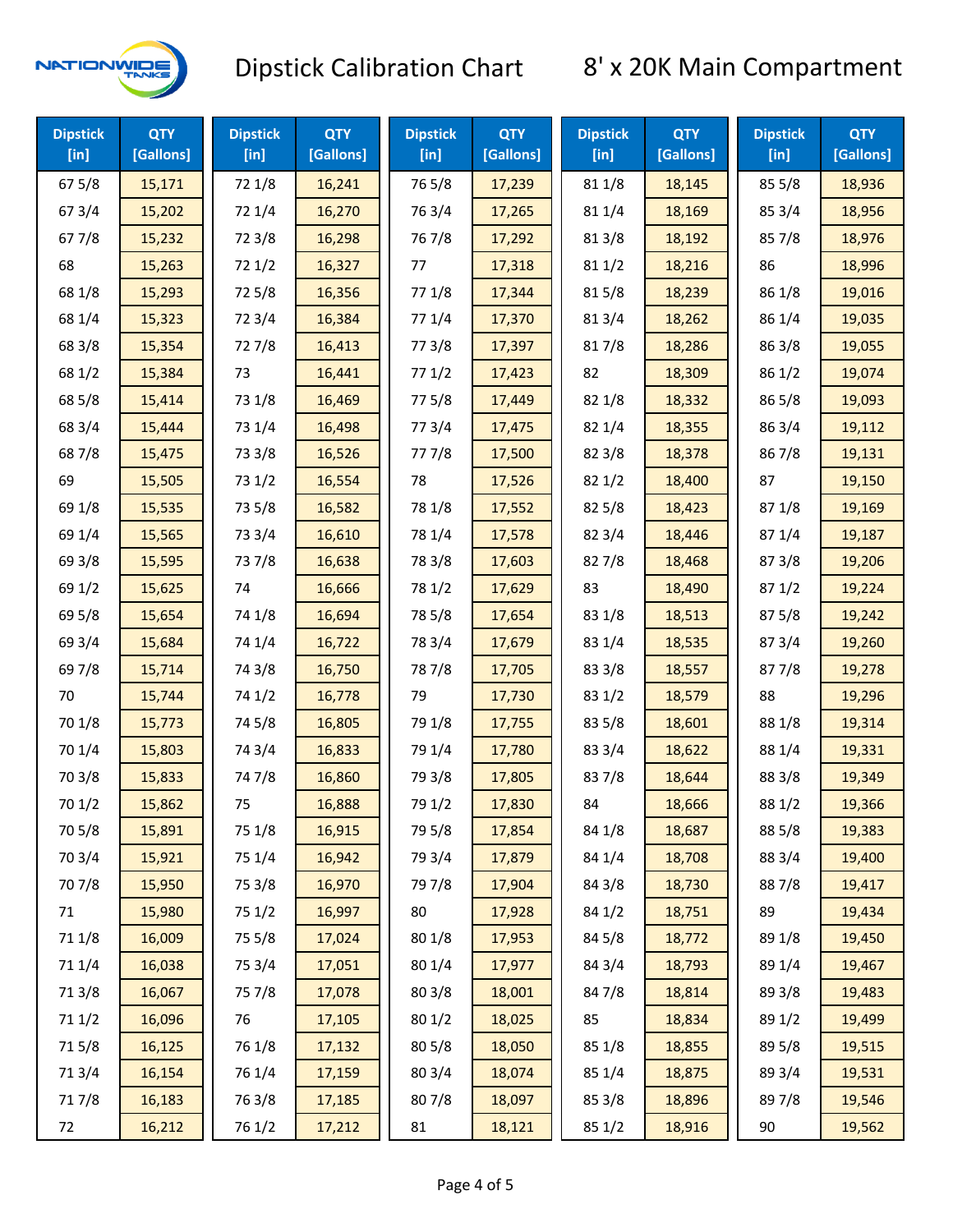# Dipstick Calibration Chart

## 8' x 20K Main Compartment

| Dipstick [in] | QTY [Gallons] | Dipstick [in] | QTY [Gallons] | Dipstick [in] | QTY [Gallons] | Dipstick [in] | QTY [Gallons] | Dipstick [in] | QTY [Gallons] |
|---|---|---|---|---|---|---|---|---|---|
| 67 5/8 | 15,171 | 72 1/8 | 16,241 | 76 5/8 | 17,239 | 81 1/8 | 18,145 | 85 5/8 | 18,936 |
| 67 3/4 | 15,202 | 72 1/4 | 16,270 | 76 3/4 | 17,265 | 81 1/4 | 18,169 | 85 3/4 | 18,956 |
| 67 7/8 | 15,232 | 72 3/8 | 16,298 | 76 7/8 | 17,292 | 81 3/8 | 18,192 | 85 7/8 | 18,976 |
| 68 | 15,263 | 72 1/2 | 16,327 | 77 | 17,318 | 81 1/2 | 18,216 | 86 | 18,996 |
| 68 1/8 | 15,293 | 72 5/8 | 16,356 | 77 1/8 | 17,344 | 81 5/8 | 18,239 | 86 1/8 | 19,016 |
| 68 1/4 | 15,323 | 72 3/4 | 16,384 | 77 1/4 | 17,370 | 81 3/4 | 18,262 | 86 1/4 | 19,035 |
| 68 3/8 | 15,354 | 72 7/8 | 16,413 | 77 3/8 | 17,397 | 81 7/8 | 18,286 | 86 3/8 | 19,055 |
| 68 1/2 | 15,384 | 73 | 16,441 | 77 1/2 | 17,423 | 82 | 18,309 | 86 1/2 | 19,074 |
| 68 5/8 | 15,414 | 73 1/8 | 16,469 | 77 5/8 | 17,449 | 82 1/8 | 18,332 | 86 5/8 | 19,093 |
| 68 3/4 | 15,444 | 73 1/4 | 16,498 | 77 3/4 | 17,475 | 82 1/4 | 18,355 | 86 3/4 | 19,112 |
| 68 7/8 | 15,475 | 73 3/8 | 16,526 | 77 7/8 | 17,500 | 82 3/8 | 18,378 | 86 7/8 | 19,131 |
| 69 | 15,505 | 73 1/2 | 16,554 | 78 | 17,526 | 82 1/2 | 18,400 | 87 | 19,150 |
| 69 1/8 | 15,535 | 73 5/8 | 16,582 | 78 1/8 | 17,552 | 82 5/8 | 18,423 | 87 1/8 | 19,169 |
| 69 1/4 | 15,565 | 73 3/4 | 16,610 | 78 1/4 | 17,578 | 82 3/4 | 18,446 | 87 1/4 | 19,187 |
| 69 3/8 | 15,595 | 73 7/8 | 16,638 | 78 3/8 | 17,603 | 82 7/8 | 18,468 | 87 3/8 | 19,206 |
| 69 1/2 | 15,625 | 74 | 16,666 | 78 1/2 | 17,629 | 83 | 18,490 | 87 1/2 | 19,224 |
| 69 5/8 | 15,654 | 74 1/8 | 16,694 | 78 5/8 | 17,654 | 83 1/8 | 18,513 | 87 5/8 | 19,242 |
| 69 3/4 | 15,684 | 74 1/4 | 16,722 | 78 3/4 | 17,679 | 83 1/4 | 18,535 | 87 3/4 | 19,260 |
| 69 7/8 | 15,714 | 74 3/8 | 16,750 | 78 7/8 | 17,705 | 83 3/8 | 18,557 | 87 7/8 | 19,278 |
| 70 | 15,744 | 74 1/2 | 16,778 | 79 | 17,730 | 83 1/2 | 18,579 | 88 | 19,296 |
| 70 1/8 | 15,773 | 74 5/8 | 16,805 | 79 1/8 | 17,755 | 83 5/8 | 18,601 | 88 1/8 | 19,314 |
| 70 1/4 | 15,803 | 74 3/4 | 16,833 | 79 1/4 | 17,780 | 83 3/4 | 18,622 | 88 1/4 | 19,331 |
| 70 3/8 | 15,833 | 74 7/8 | 16,860 | 79 3/8 | 17,805 | 83 7/8 | 18,644 | 88 3/8 | 19,349 |
| 70 1/2 | 15,862 | 75 | 16,888 | 79 1/2 | 17,830 | 84 | 18,666 | 88 1/2 | 19,366 |
| 70 5/8 | 15,891 | 75 1/8 | 16,915 | 79 5/8 | 17,854 | 84 1/8 | 18,687 | 88 5/8 | 19,383 |
| 70 3/4 | 15,921 | 75 1/4 | 16,942 | 79 3/4 | 17,879 | 84 1/4 | 18,708 | 88 3/4 | 19,400 |
| 70 7/8 | 15,950 | 75 3/8 | 16,970 | 79 7/8 | 17,904 | 84 3/8 | 18,730 | 88 7/8 | 19,417 |
| 71 | 15,980 | 75 1/2 | 16,997 | 80 | 17,928 | 84 1/2 | 18,751 | 89 | 19,434 |
| 71 1/8 | 16,009 | 75 5/8 | 17,024 | 80 1/8 | 17,953 | 84 5/8 | 18,772 | 89 1/8 | 19,450 |
| 71 1/4 | 16,038 | 75 3/4 | 17,051 | 80 1/4 | 17,977 | 84 3/4 | 18,793 | 89 1/4 | 19,467 |
| 71 3/8 | 16,067 | 75 7/8 | 17,078 | 80 3/8 | 18,001 | 84 7/8 | 18,814 | 89 3/8 | 19,483 |
| 71 1/2 | 16,096 | 76 | 17,105 | 80 1/2 | 18,025 | 85 | 18,834 | 89 1/2 | 19,499 |
| 71 5/8 | 16,125 | 76 1/8 | 17,132 | 80 5/8 | 18,050 | 85 1/8 | 18,855 | 89 5/8 | 19,515 |
| 71 3/4 | 16,154 | 76 1/4 | 17,159 | 80 3/4 | 18,074 | 85 1/4 | 18,875 | 89 3/4 | 19,531 |
| 71 7/8 | 16,183 | 76 3/8 | 17,185 | 80 7/8 | 18,097 | 85 3/8 | 18,896 | 89 7/8 | 19,546 |
| 72 | 16,212 | 76 1/2 | 17,212 | 81 | 18,121 | 85 1/2 | 18,916 | 90 | 19,562 |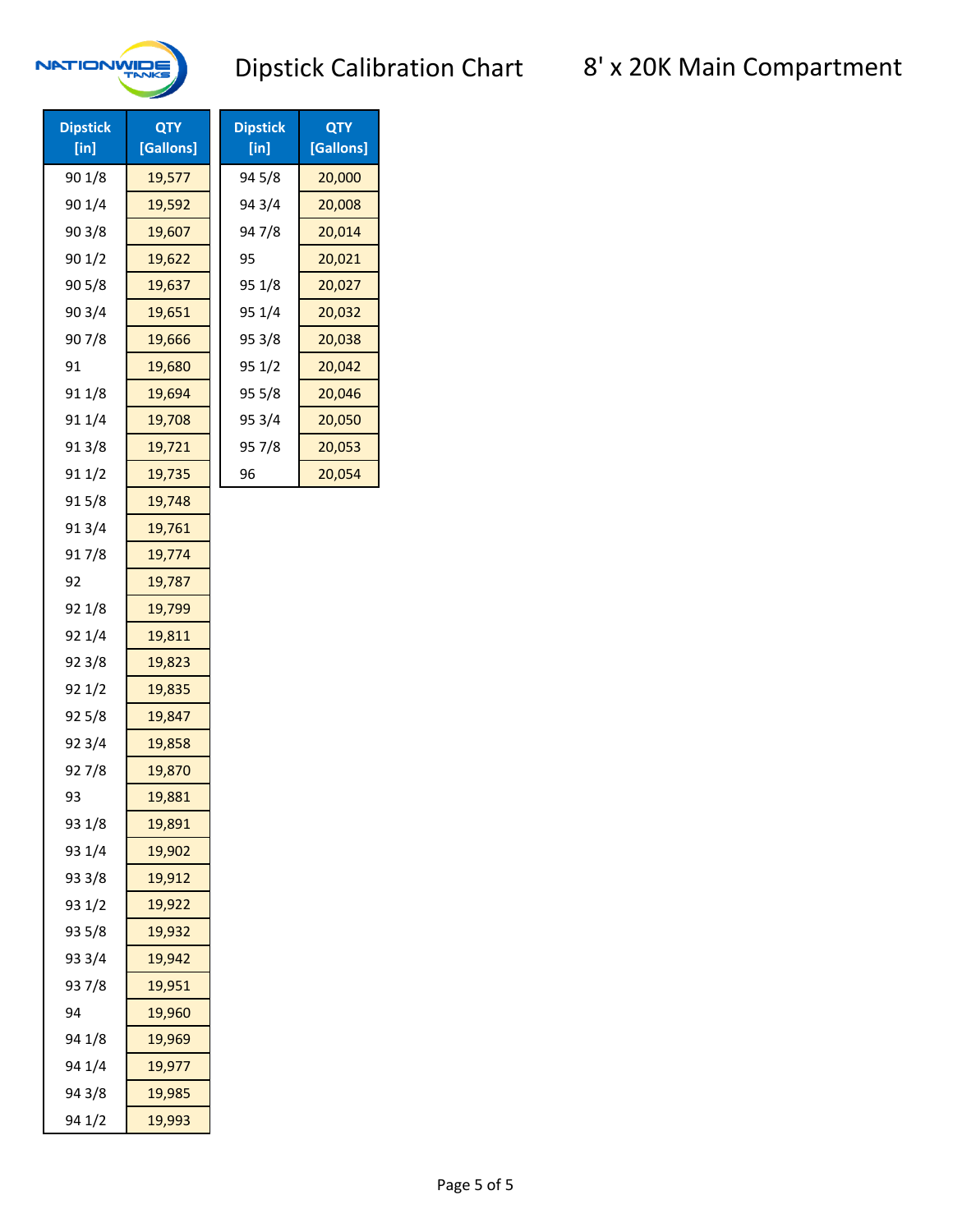# Dipstick Calibration Chart

## 8' x 20K Main Compartment

| Dipstick [in] | QTY [Gallons] |
|---|---|
| 90 1/8 | 19,577 |
| 90 1/4 | 19,592 |
| 90 3/8 | 19,607 |
| 90 1/2 | 19,622 |
| 90 5/8 | 19,637 |
| 90 3/4 | 19,651 |
| 90 7/8 | 19,666 |
| 91 | 19,680 |
| 91 1/8 | 19,694 |
| 91 1/4 | 19,708 |
| 91 3/8 | 19,721 |
| 91 1/2 | 19,735 |
| 91 5/8 | 19,748 |
| 91 3/4 | 19,761 |
| 91 7/8 | 19,774 |
| 92 | 19,787 |
| 92 1/8 | 19,799 |
| 92 1/4 | 19,811 |
| 92 3/8 | 19,823 |
| 92 1/2 | 19,835 |
| 92 5/8 | 19,847 |
| 92 3/4 | 19,858 |
| 92 7/8 | 19,870 |
| 93 | 19,881 |
| 93 1/8 | 19,891 |
| 93 1/4 | 19,902 |
| 93 3/8 | 19,912 |
| 93 1/2 | 19,922 |
| 93 5/8 | 19,932 |
| 93 3/4 | 19,942 |
| 93 7/8 | 19,951 |
| 94 | 19,960 |
| 94 1/8 | 19,969 |
| 94 1/4 | 19,977 |
| 94 3/8 | 19,985 |
| 94 1/2 | 19,993 |
| 94 5/8 | 20,000 |
| 94 3/4 | 20,008 |
| 94 7/8 | 20,014 |
| 95 | 20,021 |
| 95 1/8 | 20,027 |
| 95 1/4 | 20,032 |
| 95 3/8 | 20,038 |
| 95 1/2 | 20,042 |
| 95 5/8 | 20,046 |
| 95 3/4 | 20,050 |
| 95 7/8 | 20,053 |
| 96 | 20,054 |